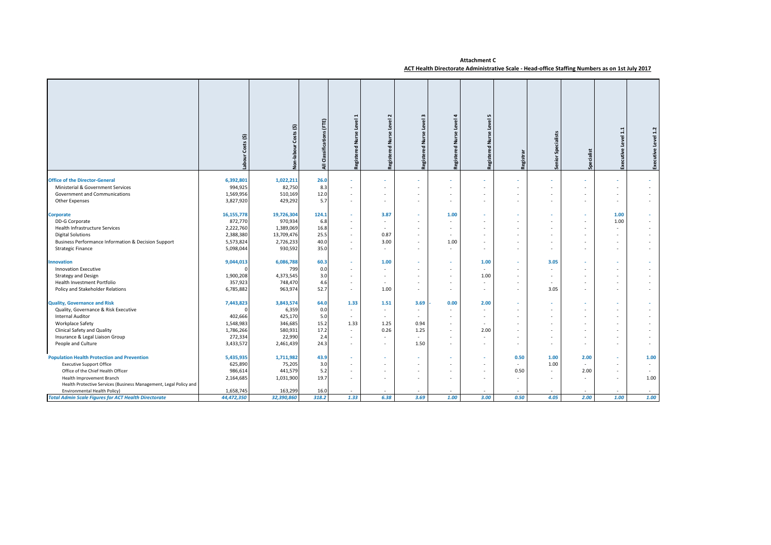**Attachment C**

**ACT Health Directorate Administrative Scale - Head-office Staffing Numbers as on 1st July 2017**

| | Labour Costs ($) | Non-labour Costs ($) | All Classifications (FTE) | Registered Nurse Level 1 | Registered Nurse Level 2 | Registered Nurse Level 3 | Registered Nurse Level 4 | Registered Nurse Level 5 | Registrar | Senior Specialists | Specialist | Executive Level 1.1 | Executive Level 1.2 |
|---|---|---|---|---|---|---|---|---|---|---|---|---|---|
| **Office of the Director-General** | **6,392,801** | **1,022,211** | **26.0** | - | - | - | - | - | - | - | - | - | - |
| Ministerial & Government Services | 994,925 | 82,750 | 8.3 | - | - | - | - | - | - | - | - | - | - |
| Government and Communications | 1,569,956 | 510,169 | 12.0 | - | - | - | - | - | - | - | - | - | - |
| Other Expenses | 3,827,920 | 429,292 | 5.7 | - | - | - | - | - | - | - | - | - | - |
| **Corporate** | **16,155,778** | **19,726,304** | **124.1** | - | **3.87** | - | **1.00** | - | - | - | - | **1.00** | - |
| DD-G Corporate | 872,770 | 970,934 | 6.8 | - | - | - | - | - | - | - | - | 1.00 | - |
| Health Infrastructure Services | 2,222,760 | 1,389,069 | 16.8 | - | - | - | - | - | - | - | - | - | - |
| Digital Solutions | 2,388,380 | 13,709,476 | 25.5 | - | 0.87 | - | - | - | - | - | - | - | - |
| Business Performance Information & Decision Support | 5,573,824 | 2,726,233 | 40.0 | - | 3.00 | - | 1.00 | - | - | - | - | - | - |
| Strategic Finance | 5,098,044 | 930,592 | 35.0 | - | - | - | - | - | - | - | - | - | - |
| **Innovation** | **9,044,013** | **6,086,788** | **60.3** | - | **1.00** | - | - | **1.00** | - | **3.05** | - | - | - |
| Innovation Executive | 0 | 799 | 0.0 | - | - | - | - | - | - | - | - | - | - |
| Strategy and Design | 1,900,208 | 4,373,545 | 3.0 | - | - | - | - | 1.00 | - | - | - | - | - |
| Health Investment Portfolio | 357,923 | 748,470 | 4.6 | - | - | - | - | - | - | - | - | - | - |
| Policy and Stakeholder Relations | 6,785,882 | 963,974 | 52.7 | - | 1.00 | - | - | - | - | 3.05 | - | - | - |
| **Quality, Governance and Risk** | **7,443,823** | **3,843,574** | **64.0** | **1.33** | **1.51** | **3.69** | - **0.00** | **2.00** | - | - | - | - | - |
| Quality, Governance & Risk Executive | 0 | 6,359 | 0.0 | - | - | - | - | - | - | - | - | - | - |
| Internal Auditor | 402,666 | 425,170 | 5.0 | - | - | - | - | - | - | - | - | - | - |
| Workplace Safety | 1,548,983 | 346,685 | 15.2 | 1.33 | 1.25 | 0.94 | - | - | - | - | - | - | - |
| Clinical Safety and Quality | 1,786,266 | 580,931 | 17.2 | - | 0.26 | 1.25 | - | 2.00 | - | - | - | - | - |
| Insurance & Legal Liaison Group | 272,334 | 22,990 | 2.4 | - | - | - | - | - | - | - | - | - | - |
| People and Culture | 3,433,572 | 2,461,439 | 24.3 | - | - | 1.50 | - | - | - | - | - | - | - |
| **Population Health Protection and Prevention** | **5,435,935** | **1,711,982** | **43.9** | - | - | - | - | - | **0.50** | **1.00** | **2.00** | - | **1.00** |
| Executive Support Office | 625,890 | 75,205 | 3.0 | - | - | - | - | - | - | 1.00 | - | - | - |
| Office of the Chief Health Officer | 986,614 | 441,579 | 5.2 | - | - | - | - | - | 0.50 | - | 2.00 | - | - |
| Health Improvement Branch | 2,164,685 | 1,031,900 | 19.7 | - | - | - | - | - | - | - | - | - | 1.00 |
| Health Protective Services (Business Management, Legal Policy and Environmental Health Policy) | 1,658,745 | 163,299 | 16.0 | - | - | - | - | - | - | - | - | - | - |
| ***Total Admin Scale Figures for ACT Health Directorate*** | ***44,472,350*** | ***32,390,860*** | ***318.2*** | ***1.33*** | ***6.38*** | ***3.69*** | ***1.00*** | ***3.00*** | ***0.50*** | ***4.05*** | ***2.00*** | ***1.00*** | ***1.00*** |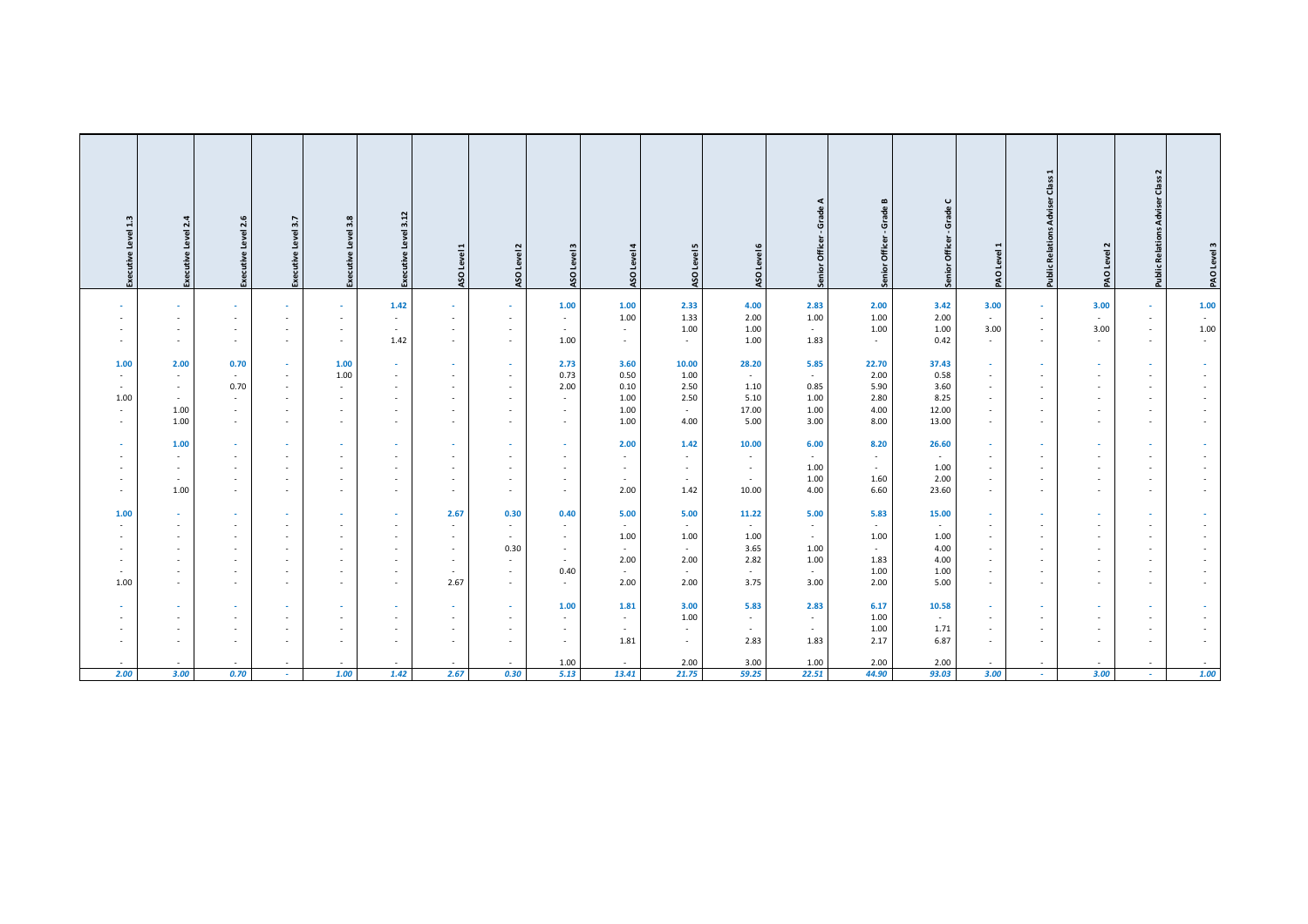| Executive Level 1.3 | Executive Level 2.4 | Executive Level 2.6 | Executive Level 3.7 | Executive Level 3.8 | Executive Level 3.12 | ASO Level 1 | ASO Level 2 | ASO Level 3 | ASO Level 4 | ASO Level 5 | ASO Level 6 | Senior Officer - Grade A | Senior Officer - Grade B | Senior Officer - Grade C | PAO Level 1 | Public Relations Adviser Class 1 | PAO Level 2 | Public Relations Adviser Class 2 | PAO Level 3 |
|---|---|---|---|---|---|---|---|---|---|---|---|---|---|---|---|---|---|---|---|
| **-** | **-** | **-** | **-** | **-** | **1.42** | **-** | **-** | **1.00** | **1.00** | **2.33** | **4.00** | **2.83** | **2.00** | **3.42** | **3.00** | **-** | **3.00** | **-** | **1.00** |
| - | - | - | - | - | - | - | - | - | 1.00 | 1.33 | 2.00 | 1.00 | 1.00 | 2.00 | - | - | - | - | - |
| - | - | - | - | - | - | - | - | - | - | 1.00 | 1.00 | - | 1.00 | 1.00 | 3.00 | - | 3.00 | - | 1.00 |
| - | - | - | - | - | 1.42 | - | - | 1.00 | - | - | 1.00 | 1.83 | - | 0.42 | - | - | - | - | - |
| **1.00** | **2.00** | **0.70** | **-** | **1.00** | **-** | **-** | **-** | **2.73** | **3.60** | **10.00** | **28.20** | **5.85** | **22.70** | **37.43** | **-** | **-** | **-** | **-** | **-** |
| - | - | - | - | 1.00 | - | - | - | 0.73 | 0.50 | 1.00 | - | - | 2.00 | 0.58 | - | - | - | - | - |
| - | - | 0.70 | - | - | - | - | - | 2.00 | 0.10 | 2.50 | 1.10 | 0.85 | 5.90 | 3.60 | - | - | - | - | - |
| 1.00 | - | - | - | - | - | - | - | - | 1.00 | 2.50 | 5.10 | 1.00 | 2.80 | 8.25 | - | - | - | - | - |
| - | 1.00 | - | - | - | - | - | - | - | 1.00 | - | 17.00 | 1.00 | 4.00 | 12.00 | - | - | - | - | - |
| - | 1.00 | - | - | - | - | - | - | - | 1.00 | 4.00 | 5.00 | 3.00 | 8.00 | 13.00 | - | - | - | - | - |
| **-** | **1.00** | **-** | **-** | **-** | **-** | **-** | **-** | **-** | **2.00** | **1.42** | **10.00** | **6.00** | **8.20** | **26.60** | **-** | **-** | **-** | **-** | **-** |
| - | - | - | - | - | - | - | - | - | - | - | - | - | - | - | - | - | - | - | - |
| - | - | - | - | - | - | - | - | - | - | - | - | 1.00 | - | 1.00 | - | - | - | - | - |
| - | - | - | - | - | - | - | - | - | - | - | - | 1.00 | 1.60 | 2.00 | - | - | - | - | - |
| - | 1.00 | - | - | - | - | - | - | - | 2.00 | 1.42 | 10.00 | 4.00 | 6.60 | 23.60 | - | - | - | - | - |
| **1.00** | **-** | **-** | **-** | **-** | **-** | **2.67** | **0.30** | **0.40** | **5.00** | **5.00** | **11.22** | **5.00** | **5.83** | **15.00** | **-** | **-** | **-** | **-** | **-** |
| - | - | - | - | - | - | - | - | - | - | - | - | - | - | - | - | - | - | - | - |
| - | - | - | - | - | - | - | - | - | 1.00 | 1.00 | 1.00 | - | 1.00 | 1.00 | - | - | - | - | - |
| - | - | - | - | - | - | - | 0.30 | - | - | - | 3.65 | 1.00 | - | 4.00 | - | - | - | - | - |
| - | - | - | - | - | - | - | - | - | 2.00 | 2.00 | 2.82 | 1.00 | 1.83 | 4.00 | - | - | - | - | - |
| - | - | - | - | - | - | - | - | 0.40 | - | - | - | - | 1.00 | 1.00 | - | - | - | - | - |
| 1.00 | - | - | - | - | - | 2.67 | - | - | 2.00 | 2.00 | 3.75 | 3.00 | 2.00 | 5.00 | - | - | - | - | - |
| **-** | **-** | **-** | **-** | **-** | **-** | **-** | **-** | **1.00** | **1.81** | **3.00** | **5.83** | **2.83** | **6.17** | **10.58** | **-** | **-** | **-** | **-** | **-** |
| - | - | - | - | - | - | - | - | - | - | 1.00 | - | - | 1.00 | - | - | - | - | - | - |
| - | - | - | - | - | - | - | - | - | - | - | - | - | 1.00 | 1.71 | - | - | - | - | - |
| - | - | - | - | - | - | - | - | - | 1.81 | - | 2.83 | 1.83 | 2.17 | 6.87 | - | - | - | - | - |
| - | - | - | - | - | - | - | - | 1.00 | - | 2.00 | 3.00 | 1.00 | 2.00 | 2.00 | - | - | - | - | - |
| ***2.00*** | ***3.00*** | ***0.70*** | ***-*** | ***1.00*** | ***1.42*** | ***2.67*** | ***0.30*** | ***5.13*** | ***13.41*** | ***21.75*** | ***59.25*** | ***22.51*** | ***44.90*** | ***93.03*** | ***3.00*** | ***-*** | ***3.00*** | ***-*** | ***1.00*** |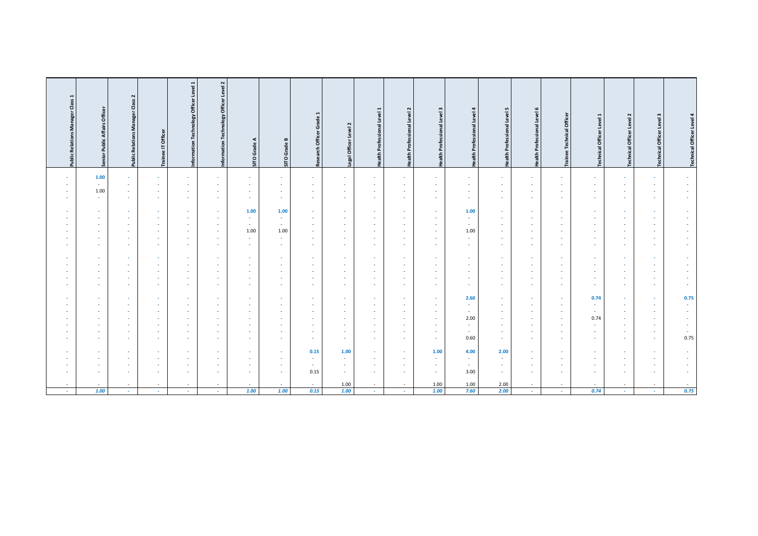| Public Relations Manager Class 1 | Senior Public Affairs Officer | Public Relations Manager Class 2 | Trainee IT Officer | Information Technology Officer Level 1 | Information Technology Officer Level 2 | SITO Grade A | SITO Grade B | Research Officer Grade 1 | Legal Officer Level 2 | Health Professional Level 1 | Health Professional Level 2 | Health Professional Level 3 | Health Professional Level 4 | Health Professional Level 5 | Health Professional Level 6 | Trainee Technical Officer | Technical Officer Level 1 | Technical Officer Level 2 | Technical Officer Level 3 | Technical Officer Level 4 |
|---|---|---|---|---|---|---|---|---|---|---|---|---|---|---|---|---|---|---|---|---|
| - | **1.00** | - | - | - | - | - | - | - | - | - | - | - | - | - | - | - | - | - | - | - |
| - | - | - | - | - | - | - | - | - | - | - | - | - | - | - | - | - | - | - | - | - |
| - | 1.00 | - | - | - | - | - | - | - | - | - | - | - | - | - | - | - | - | - | - | - |
| - | - | - | - | - | - | - | - | - | - | - | - | - | - | - | - | - | - | - | - | - |
| - | - | - | - | - | - | **1.00** | **1.00** | - | - | - | - | - | **1.00** | - | - | - | - | - | - | - |
| - | - | - | - | - | - | - | - | - | - | - | - | - | - | - | - | - | - | - | - | - |
| - | - | - | - | - | - | - | - | - | - | - | - | - | - | - | - | - | - | - | - | - |
| - | - | - | - | - | - | 1.00 | 1.00 | - | - | - | - | - | 1.00 | - | - | - | - | - | - | - |
| - | - | - | - | - | - | - | - | - | - | - | - | - | - | - | - | - | - | - | - | - |
| - | - | - | - | - | - | - | - | - | - | - | - | - | - | - | - | - | - | - | - | - |
| - | - | - | - | - | - | - | - | - | - | - | - | - | - | - | - | - | - | - | - | - |
| - | - | - | - | - | - | - | - | - | - | - | - | - | - | - | - | - | - | - | - | - |
| - | - | - | - | - | - | - | - | - | - | - | - | - | - | - | - | - | - | - | - | - |
| - | - | - | - | - | - | - | - | - | - | - | - | - | - | - | - | - | - | - | - | - |
| - | - | - | - | - | - | - | - | - | - | - | - | - | - | - | - | - | - | - | - | - |
| - | - | - | - | - | - | - | - | - | - | - | - | - | **2.60** | - | - | - | **0.74** | - | - | **0.75** |
| - | - | - | - | - | - | - | - | - | - | - | - | - | - | - | - | - | - | - | - | - |
| - | - | - | - | - | - | - | - | - | - | - | - | - | - | - | - | - | - | - | - | - |
| - | - | - | - | - | - | - | - | - | - | - | - | - | 2.00 | - | - | - | 0.74 | - | - | - |
| - | - | - | - | - | - | - | - | - | - | - | - | - | - | - | - | - | - | - | - | - |
| - | - | - | - | - | - | - | - | - | - | - | - | - | 0.60 | - | - | - | - | - | - | 0.75 |
| - | - | - | - | - | - | - | - | **0.15** | **1.00** | - | - | **1.00** | **4.00** | **2.00** | - | - | - | - | - | - |
| - | - | - | - | - | - | - | - | - | - | - | - | - | - | - | - | - | - | - | - | - |
| - | - | - | - | - | - | - | - | - | - | - | - | - | - | - | - | - | - | - | - | - |
| - | - | - | - | - | - | - | - | 0.15 | - | - | - | - | 3.00 | - | - | - | - | - | - | - |
| - | - | - | - | - | - | - | - | - | 1.00 | - | - | 1.00 | 1.00 | 2.00 | - | - | - | - | - | - |
| - | *1.00* | - | - | - | - | *1.00* | *1.00* | *0.15* | *1.00* | - | - | *1.00* | *7.60* | *2.00* | - | - | *0.74* | - | - | *0.75* |